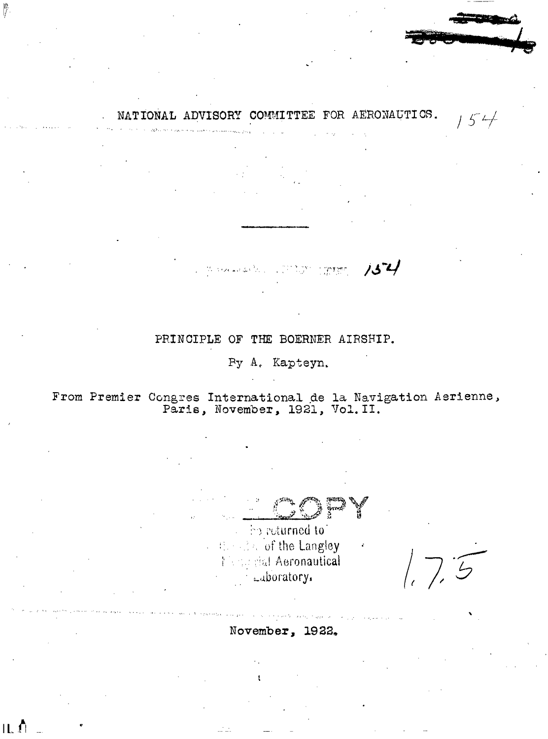NATIONAL ADVISORY COMMITTEE FOR AERONAUTICS.

TECHNICAL MEMORANDUM 154

# PRINCIPLE OF THE BOERNER AIRSHIP.

By A. Kapteyn.

From Premier Congres International de la Navigation Aerienne, Paris, November, 1921, Vol. II.

COPY

To be returned to the files of the Langley Memorial Aeronautical Laboratory.

November, 1922.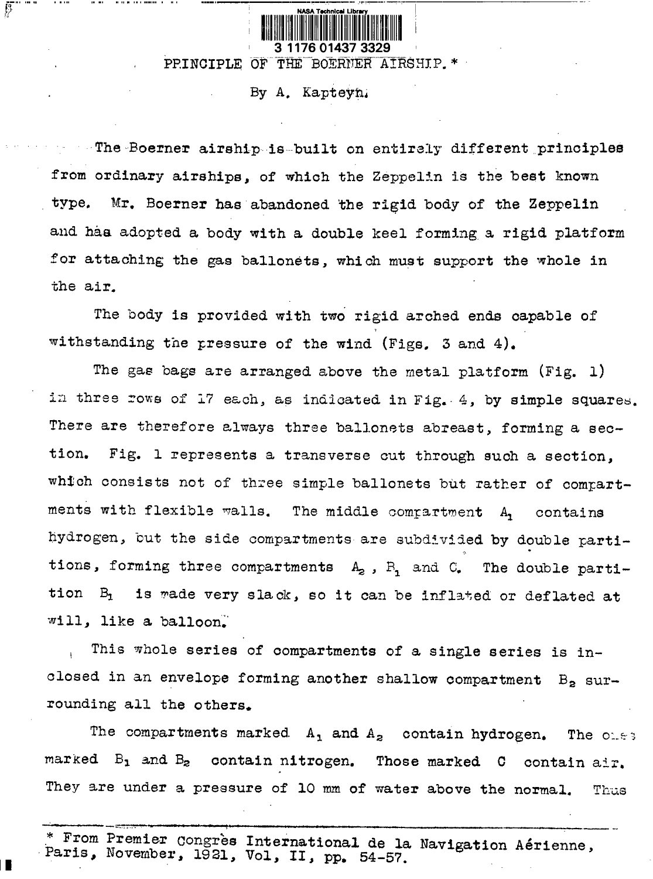# PRINCIPLE OF THE BOERNER AIRSHIP.*

By A. Kapteyn.

The Boerner airship is built on entirely different principles from ordinary airships, of which the Zeppelin is the best known type. Mr. Boerner has abandoned the rigid body of the Zeppelin and has adopted a body with a double keel forming a rigid platform for attaching the gas ballonets, which must support the whole in the air.

The body is provided with two rigid arched ends capable of withstanding the pressure of the wind (Figs. 3 and 4).

The gas bags are arranged above the metal platform (Fig. 1) in three rows of 17 each, as indicated in Fig. 4, by simple squares. There are therefore always three ballonets abreast, forming a section. Fig. 1 represents a transverse cut through such a section, which consists not of three simple ballonets but rather of compartments with flexible walls. The middle compartment $A_1$ contains hydrogen, but the side compartments are subdivided by double partitions, forming three compartments $A_2$, $B_1$ and C. The double partition $B_1$ is made very slack, so it can be inflated or deflated at will, like a balloon.

This whole series of compartments of a single series is inclosed in an envelope forming another shallow compartment $B_2$ surrounding all the others.

The compartments marked $A_1$ and $A_2$ contain hydrogen. The ones marked $B_1$ and $B_2$ contain nitrogen. Those marked C contain air. They are under a pressure of 10 mm of water above the normal. Thus

* From Premier Congrès International de la Navigation Aérienne, Paris, November, 1921, Vol, II, pp. 54-57.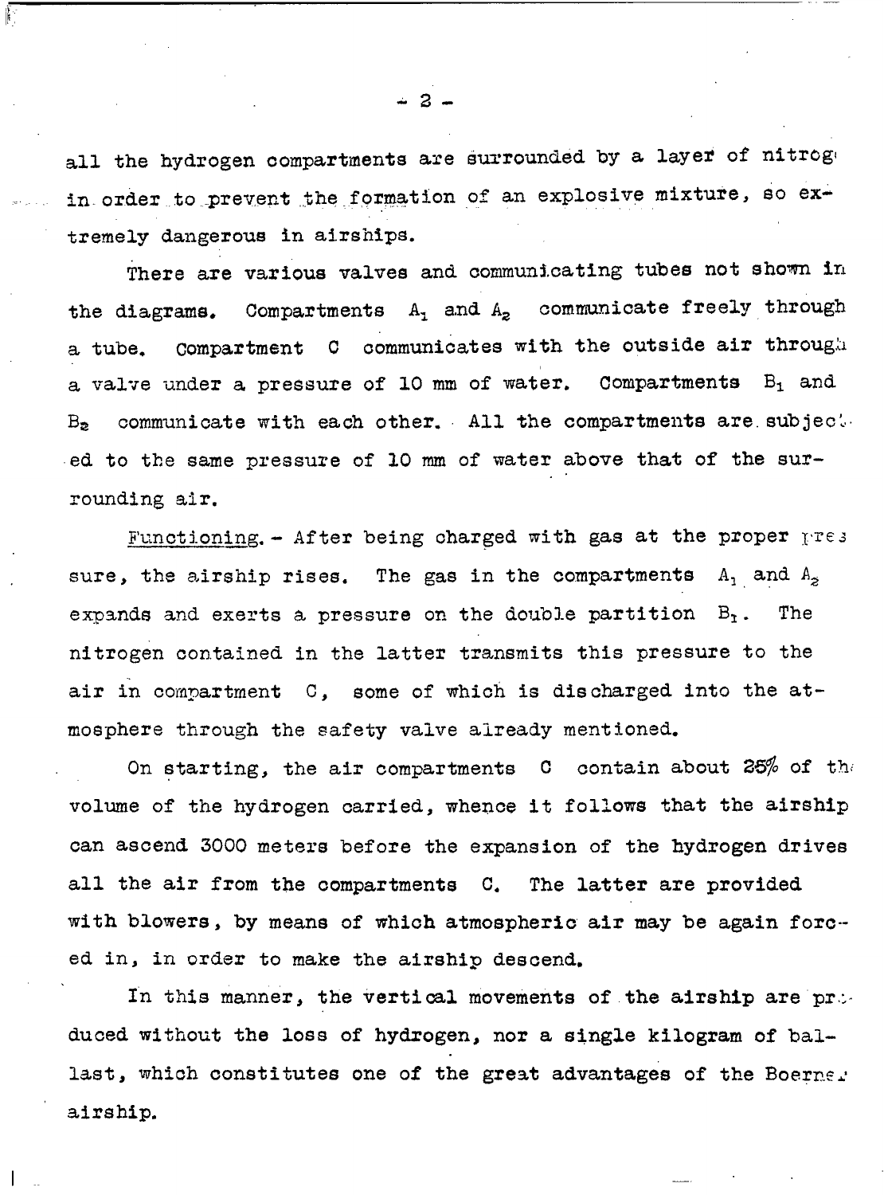all the hydrogen compartments are surrounded by a layer of nitrogen in order to prevent the formation of an explosive mixture, so extremely dangerous in airships.

There are various valves and communicating tubes not shown in the diagrams. Compartments $A_1$ and $A_2$ communicate freely through a tube. Compartment C communicates with the outside air through a valve under a pressure of 10 mm of water. Compartments $B_1$ and $B_2$ communicate with each other. All the compartments are subjected to the same pressure of 10 mm of water above that of the surrounding air.

Functioning. - After being charged with gas at the proper pressure, the airship rises. The gas in the compartments $A_1$ and $A_2$ expands and exerts a pressure on the double partition $B_1$. The nitrogen contained in the latter transmits this pressure to the air in compartment C, some of which is discharged into the atmosphere through the safety valve already mentioned.

On starting, the air compartments C contain about 25% of the volume of the hydrogen carried, whence it follows that the airship can ascend 3000 meters before the expansion of the hydrogen drives all the air from the compartments C. The latter are provided with blowers, by means of which atmospheric air may be again forced in, in order to make the airship descend.

In this manner, the vertical movements of the airship are produced without the loss of hydrogen, nor a single kilogram of ballast, which constitutes one of the great advantages of the Boerner airship.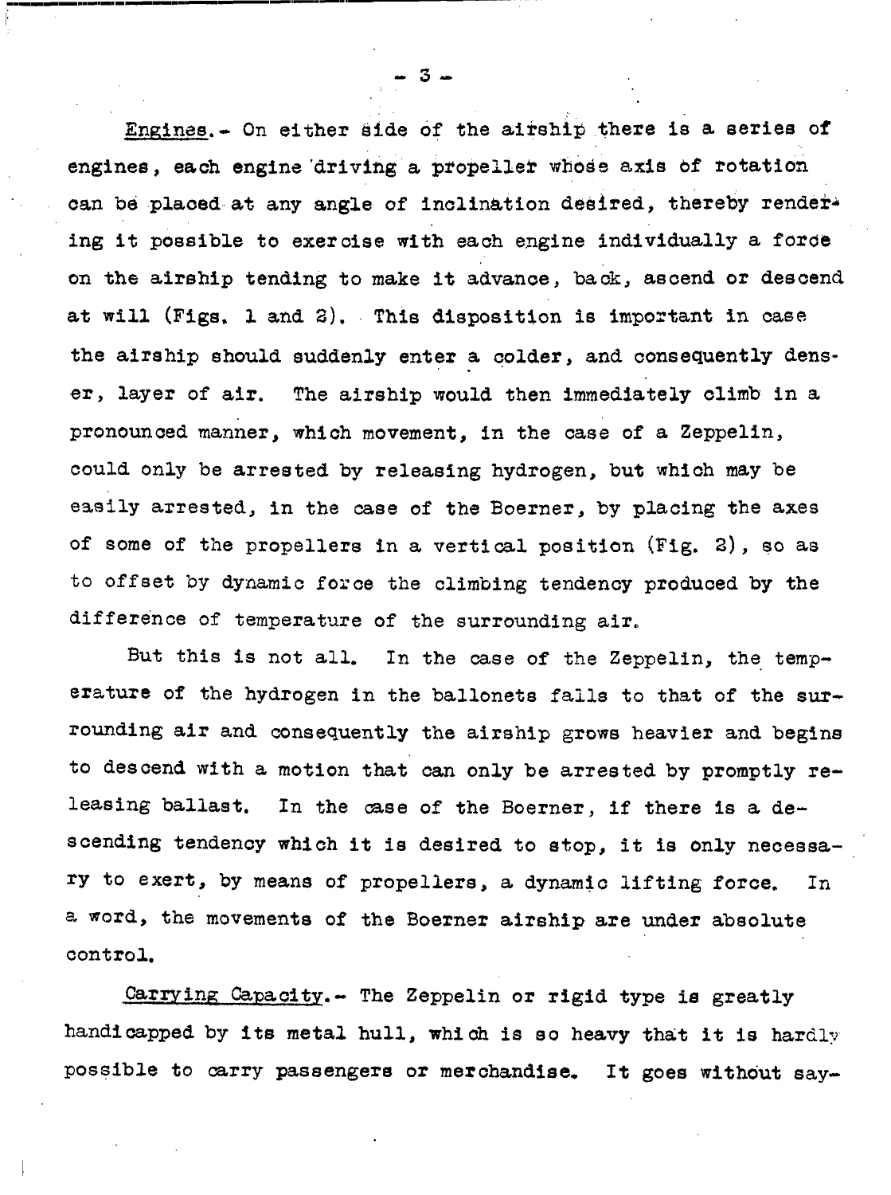Engines.- On either side of the airship there is a series of engines, each engine driving a propeller whose axis of rotation can be placed at any angle of inclination desired, thereby rendering it possible to exercise with each engine individually a force on the airship tending to make it advance, back, ascend or descend at will (Figs. 1 and 2). This disposition is important in case the airship should suddenly enter a colder, and consequently denser, layer of air. The airship would then immediately climb in a pronounced manner, which movement, in the case of a Zeppelin, could only be arrested by releasing hydrogen, but which may be easily arrested, in the case of the Boerner, by placing the axes of some of the propellers in a vertical position (Fig. 2), so as to offset by dynamic force the climbing tendency produced by the difference of temperature of the surrounding air.

But this is not all. In the case of the Zeppelin, the temperature of the hydrogen in the ballonets falls to that of the surrounding air and consequently the airship grows heavier and begins to descend with a motion that can only be arrested by promptly releasing ballast. In the case of the Boerner, if there is a descending tendency which it is desired to stop, it is only necessary to exert, by means of propellers, a dynamic lifting force. In a word, the movements of the Boerner airship are under absolute control.

Carrying Capacity.- The Zeppelin or rigid type is greatly handicapped by its metal hull, which is so heavy that it is hardly possible to carry passengers or merchandise. It goes without say-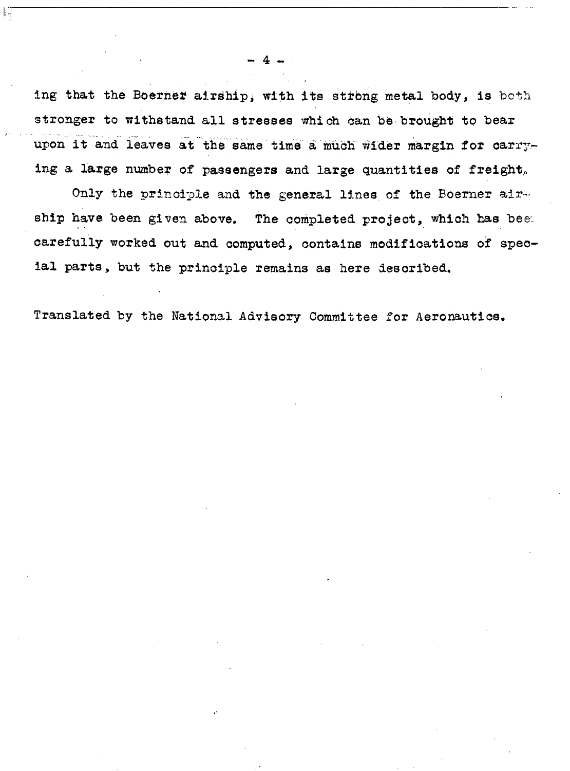ing that the Boerner airship, with its strong metal body, is both stronger to withstand all stresses which can be brought to bear upon it and leaves at the same time a much wider margin for carrying a large number of passengers and large quantities of freight.

Only the principle and the general lines of the Boerner airship have been given above. The completed project, which has been carefully worked out and computed, contains modifications of special parts, but the principle remains as here described.

Translated by the National Advisory Committee for Aeronautics.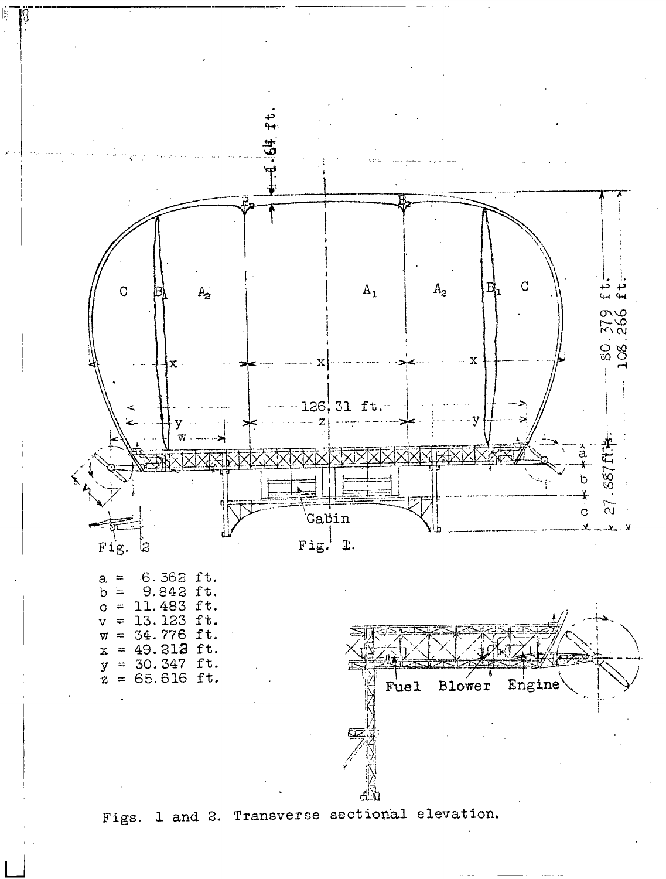a = 6.562 ft.
b = 9.842 ft.
c = 11.483 ft.
v = 13.123 ft.
w = 34.776 ft.
x = 49.212 ft.
y = 30.347 ft.
z = 65.616 ft.

Figs. 1 and 2. Transverse sectional elevation.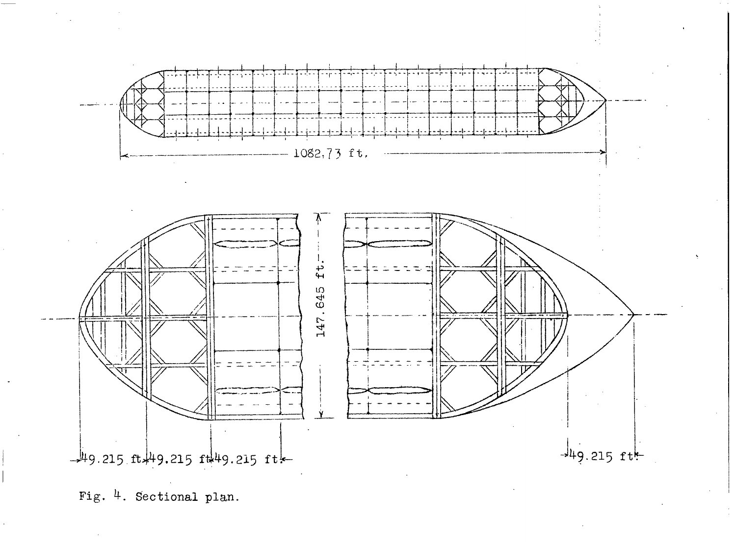1082.73 ft.

147.645 ft.

49.215 ft. 49.215 ft. 49.215 ft.

49.215 ft.

Fig. 4. Sectional plan.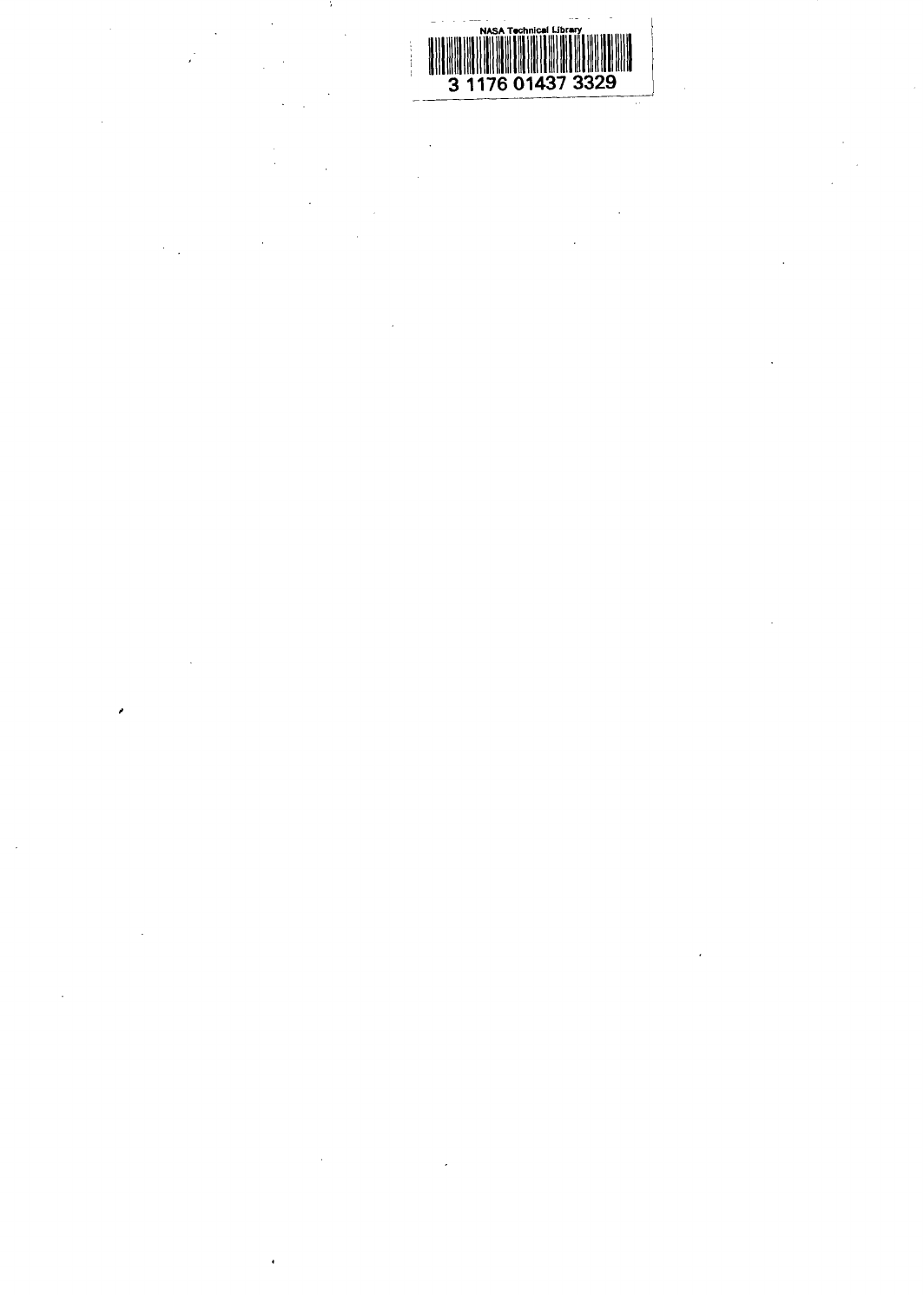NASA Technical Library

3 1176 01437 3329